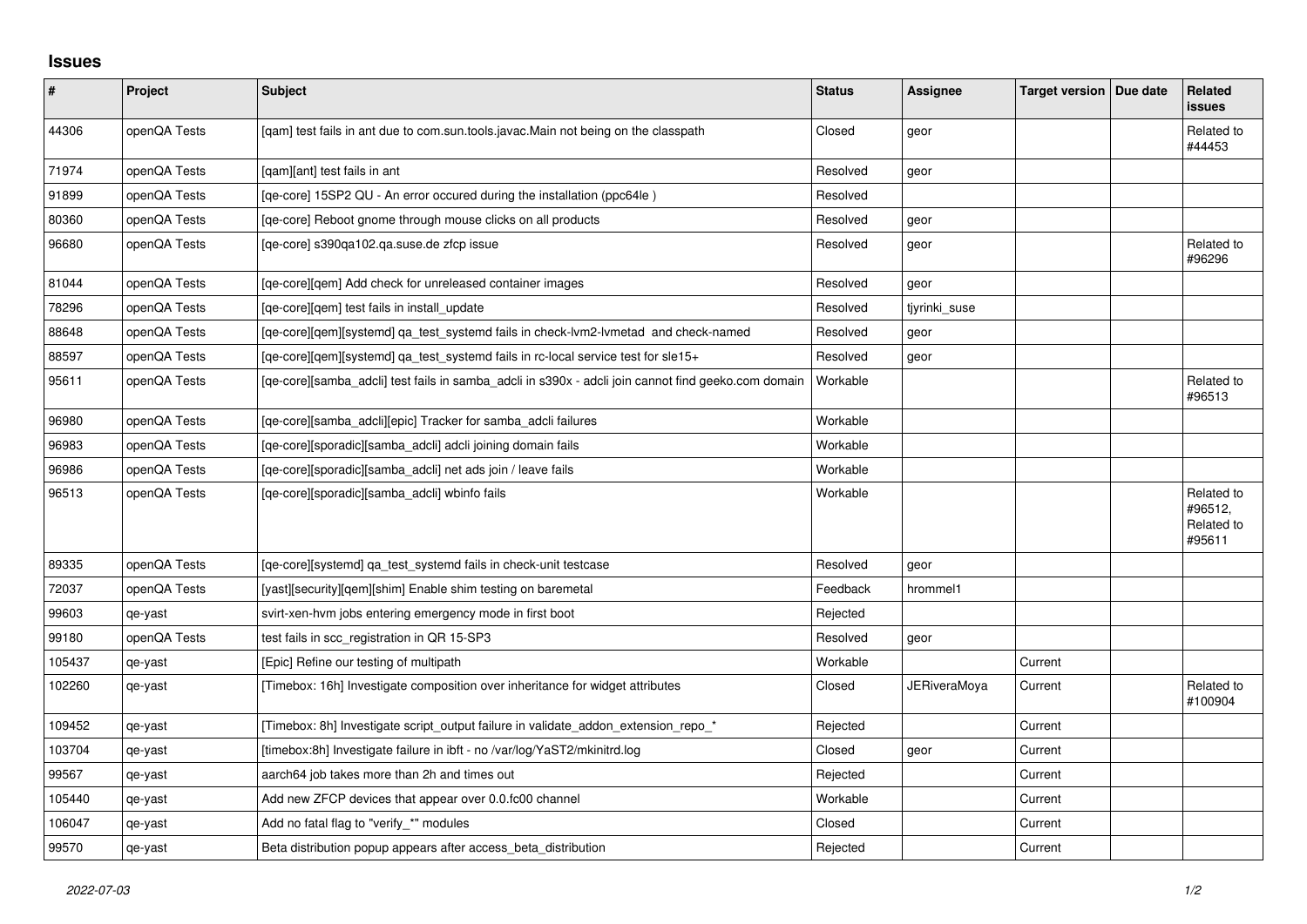## Issues

| # | Project | Subject | Status | Assignee | Target version | Due date | Related issues |
|---|---|---|---|---|---|---|---|
| 44306 | openQA Tests | [qam] test fails in ant due to com.sun.tools.javac.Main not being on the classpath | Closed | geor | | | Related to #44453 |
| 71974 | openQA Tests | [qam][ant] test fails in ant | Resolved | geor | | | |
| 91899 | openQA Tests | [qe-core] 15SP2 QU - An error occured during the installation (ppc64le ) | Resolved | | | | |
| 80360 | openQA Tests | [qe-core] Reboot gnome through mouse clicks on all products | Resolved | geor | | | |
| 96680 | openQA Tests | [qe-core] s390qa102.qa.suse.de zfcp issue | Resolved | geor | | | Related to #96296 |
| 81044 | openQA Tests | [qe-core][qem] Add check for unreleased container images | Resolved | geor | | | |
| 78296 | openQA Tests | [qe-core][qem] test fails in install_update | Resolved | tjyrinki_suse | | | |
| 88648 | openQA Tests | [qe-core][qem][systemd] qa_test_systemd fails in check-lvm2-lvmetad and check-named | Resolved | geor | | | |
| 88597 | openQA Tests | [qe-core][qem][systemd] qa_test_systemd fails in rc-local service test for sle15+ | Resolved | geor | | | |
| 95611 | openQA Tests | [qe-core][samba_adcli] test fails in samba_adcli in s390x - adcli join cannot find geeko.com domain | Workable | | | | Related to #96513 |
| 96980 | openQA Tests | [qe-core][samba_adcli][epic] Tracker for samba_adcli failures | Workable | | | | |
| 96983 | openQA Tests | [qe-core][sporadic][samba_adcli] adcli joining domain fails | Workable | | | | |
| 96986 | openQA Tests | [qe-core][sporadic][samba_adcli] net ads join / leave fails | Workable | | | | |
| 96513 | openQA Tests | [qe-core][sporadic][samba_adcli] wbinfo fails | Workable | | | | Related to #96512, Related to #95611 |
| 89335 | openQA Tests | [qe-core][systemd] qa_test_systemd fails in check-unit testcase | Resolved | geor | | | |
| 72037 | openQA Tests | [yast][security][qem][shim] Enable shim testing on baremetal | Feedback | hrommel1 | | | |
| 99603 | qe-yast | svirt-xen-hvm jobs entering emergency mode in first boot | Rejected | | | | |
| 99180 | openQA Tests | test fails in scc_registration in QR 15-SP3 | Resolved | geor | | | |
| 105437 | qe-yast | [Epic] Refine our testing of multipath | Workable | | Current | | |
| 102260 | qe-yast | [Timebox: 16h] Investigate composition over inheritance for widget attributes | Closed | JERiveraMoya | Current | | Related to #100904 |
| 109452 | qe-yast | [Timebox: 8h] Investigate script_output failure in validate_addon_extension_repo_* | Rejected | | Current | | |
| 103704 | qe-yast | [timebox:8h] Investigate failure in ibft - no /var/log/YaST2/mkinitrd.log | Closed | geor | Current | | |
| 99567 | qe-yast | aarch64 job takes more than 2h and times out | Rejected | | Current | | |
| 105440 | qe-yast | Add new ZFCP devices that appear over 0.0.fc00 channel | Workable | | Current | | |
| 106047 | qe-yast | Add no fatal flag to "verify_*" modules | Closed | | Current | | |
| 99570 | qe-yast | Beta distribution popup appears after access_beta_distribution | Rejected | | Current | | |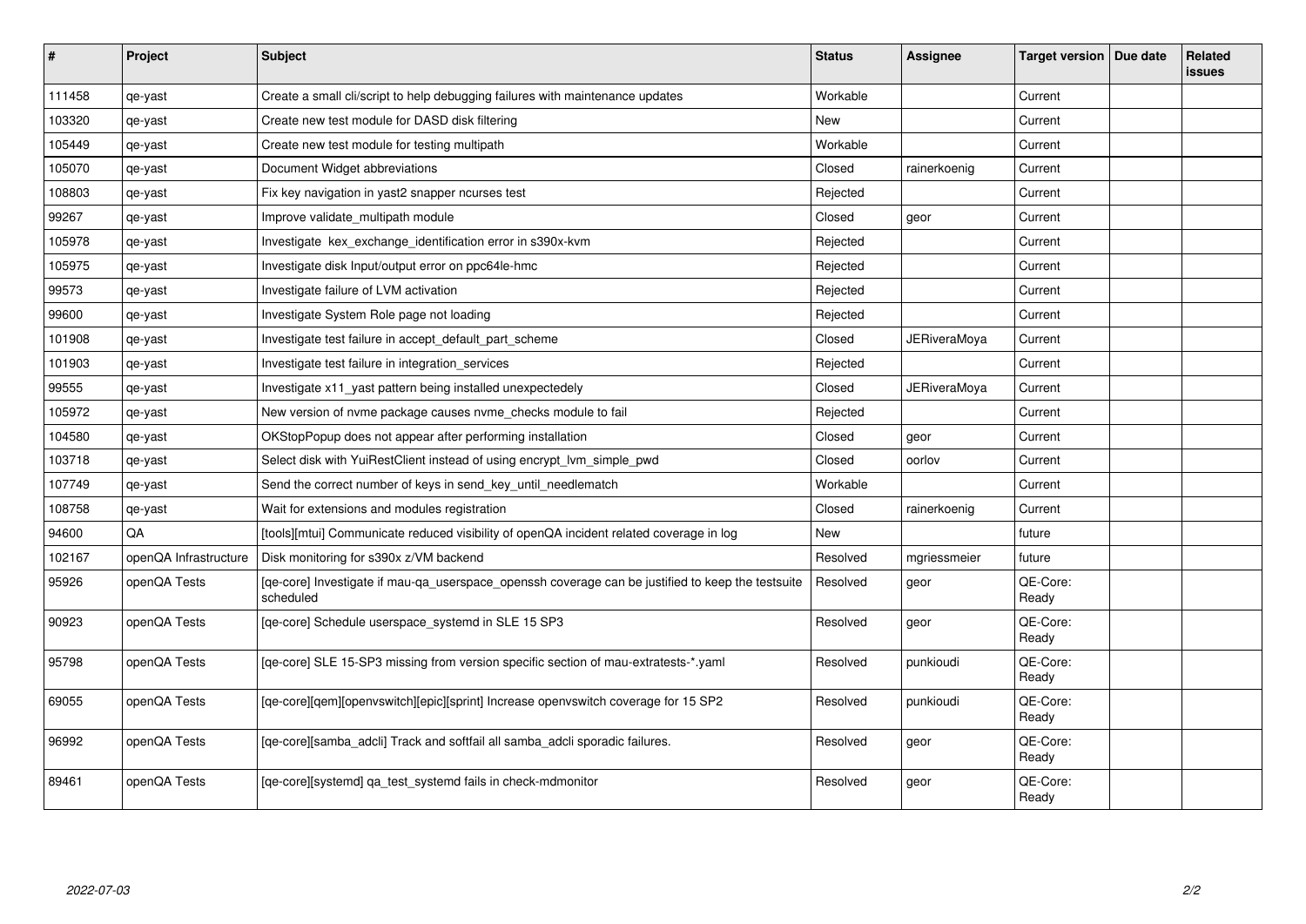| # | Project | Subject | Status | Assignee | Target version | Due date | Related issues |
|---|---|---|---|---|---|---|---|
| 111458 | qe-yast | Create a small cli/script to help debugging failures with maintenance updates | Workable | | Current | | |
| 103320 | qe-yast | Create new test module for DASD disk filtering | New | | Current | | |
| 105449 | qe-yast | Create new test module for testing multipath | Workable | | Current | | |
| 105070 | qe-yast | Document Widget abbreviations | Closed | rainerkoenig | Current | | |
| 108803 | qe-yast | Fix key navigation in yast2 snapper ncurses test | Rejected | | Current | | |
| 99267 | qe-yast | Improve validate_multipath module | Closed | geor | Current | | |
| 105978 | qe-yast | Investigate  kex_exchange_identification error in s390x-kvm | Rejected | | Current | | |
| 105975 | qe-yast | Investigate disk Input/output error on ppc64le-hmc | Rejected | | Current | | |
| 99573 | qe-yast | Investigate failure of LVM activation | Rejected | | Current | | |
| 99600 | qe-yast | Investigate System Role page not loading | Rejected | | Current | | |
| 101908 | qe-yast | Investigate test failure in accept_default_part_scheme | Closed | JERiveraMoya | Current | | |
| 101903 | qe-yast | Investigate test failure in integration_services | Rejected | | Current | | |
| 99555 | qe-yast | Investigate x11_yast pattern being installed unexpectedely | Closed | JERiveraMoya | Current | | |
| 105972 | qe-yast | New version of nvme package causes nvme_checks module to fail | Rejected | | Current | | |
| 104580 | qe-yast | OKStopPopup does not appear after performing installation | Closed | geor | Current | | |
| 103718 | qe-yast | Select disk with YuiRestClient instead of using encrypt_lvm_simple_pwd | Closed | oorlov | Current | | |
| 107749 | qe-yast | Send the correct number of keys in send_key_until_needlematch | Workable | | Current | | |
| 108758 | qe-yast | Wait for extensions and modules registration | Closed | rainerkoenig | Current | | |
| 94600 | QA | [tools][mtui] Communicate reduced visibility of openQA incident related coverage in log | New | | future | | |
| 102167 | openQA Infrastructure | Disk monitoring for s390x z/VM backend | Resolved | mgriessmeier | future | | |
| 95926 | openQA Tests | [qe-core] Investigate if mau-qa_userspace_openssh coverage can be justified to keep the testsuite scheduled | Resolved | geor | QE-Core: Ready | | |
| 90923 | openQA Tests | [qe-core] Schedule userspace_systemd in SLE 15 SP3 | Resolved | geor | QE-Core: Ready | | |
| 95798 | openQA Tests | [qe-core] SLE 15-SP3 missing from version specific section of mau-extratests-*.yaml | Resolved | punkioudi | QE-Core: Ready | | |
| 69055 | openQA Tests | [qe-core][qem][openvswitch][epic][sprint] Increase openvswitch coverage for 15 SP2 | Resolved | punkioudi | QE-Core: Ready | | |
| 96992 | openQA Tests | [qe-core][samba_adcli] Track and softfail all samba_adcli sporadic failures. | Resolved | geor | QE-Core: Ready | | |
| 89461 | openQA Tests | [qe-core][systemd] qa_test_systemd fails in check-mdmonitor | Resolved | geor | QE-Core: Ready | | |